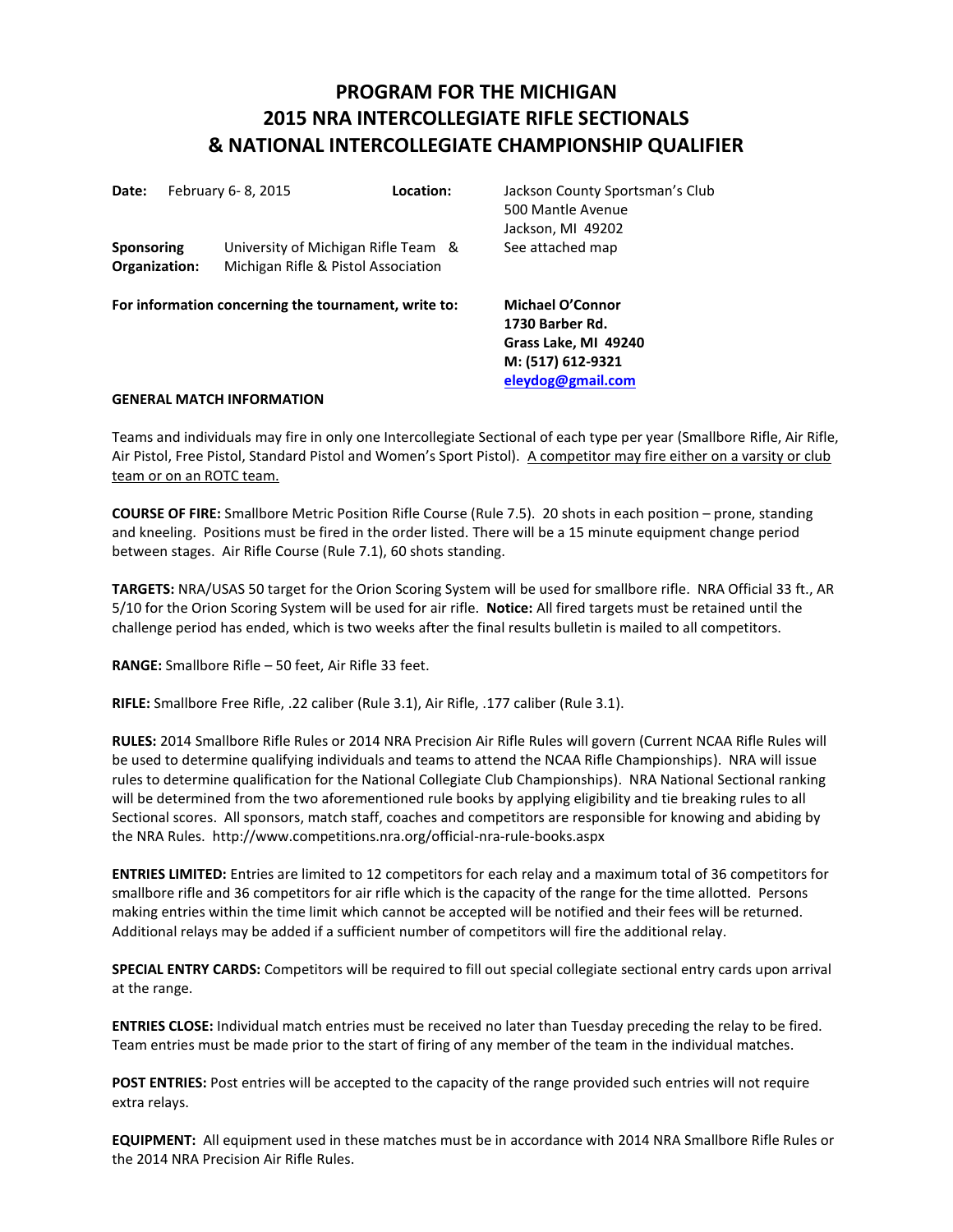# PROGRAM FOR THE MICHIGAN 2015 NRA INTERCOLLEGIATE RIFLE SECTIONALS & NATIONAL INTERCOLLEGIATE CHAMPIONSHIP QUALIFIER

**Date:** February 6- 8, 2015

**Location:** Jackson County Sportsman's Club
500 Mantle Avenue
Jackson, MI 49202
See attached map

**Sponsoring Organization:** University of Michigan Rifle Team & Michigan Rifle & Pistol Association

**For information concerning the tournament, write to:**

**Michael O'Connor**
**1730 Barber Rd.**
**Grass Lake, MI 49240**
**M: (517) 612-9321**
**eleydog@gmail.com**

**GENERAL MATCH INFORMATION**

Teams and individuals may fire in only one Intercollegiate Sectional of each type per year (Smallbore Rifle, Air Rifle, Air Pistol, Free Pistol, Standard Pistol and Women's Sport Pistol). A competitor may fire either on a varsity or club team or on an ROTC team.

**COURSE OF FIRE:** Smallbore Metric Position Rifle Course (Rule 7.5). 20 shots in each position – prone, standing and kneeling. Positions must be fired in the order listed. There will be a 15 minute equipment change period between stages. Air Rifle Course (Rule 7.1), 60 shots standing.

**TARGETS:** NRA/USAS 50 target for the Orion Scoring System will be used for smallbore rifle. NRA Official 33 ft., AR 5/10 for the Orion Scoring System will be used for air rifle. **Notice:** All fired targets must be retained until the challenge period has ended, which is two weeks after the final results bulletin is mailed to all competitors.

**RANGE:** Smallbore Rifle – 50 feet, Air Rifle 33 feet.

**RIFLE:** Smallbore Free Rifle, .22 caliber (Rule 3.1), Air Rifle, .177 caliber (Rule 3.1).

**RULES:** 2014 Smallbore Rifle Rules or 2014 NRA Precision Air Rifle Rules will govern (Current NCAA Rifle Rules will be used to determine qualifying individuals and teams to attend the NCAA Rifle Championships). NRA will issue rules to determine qualification for the National Collegiate Club Championships). NRA National Sectional ranking will be determined from the two aforementioned rule books by applying eligibility and tie breaking rules to all Sectional scores. All sponsors, match staff, coaches and competitors are responsible for knowing and abiding by the NRA Rules. http://www.competitions.nra.org/official-nra-rule-books.aspx

**ENTRIES LIMITED:** Entries are limited to 12 competitors for each relay and a maximum total of 36 competitors for smallbore rifle and 36 competitors for air rifle which is the capacity of the range for the time allotted. Persons making entries within the time limit which cannot be accepted will be notified and their fees will be returned. Additional relays may be added if a sufficient number of competitors will fire the additional relay.

**SPECIAL ENTRY CARDS:** Competitors will be required to fill out special collegiate sectional entry cards upon arrival at the range.

**ENTRIES CLOSE:** Individual match entries must be received no later than Tuesday preceding the relay to be fired. Team entries must be made prior to the start of firing of any member of the team in the individual matches.

**POST ENTRIES:** Post entries will be accepted to the capacity of the range provided such entries will not require extra relays.

**EQUIPMENT:** All equipment used in these matches must be in accordance with 2014 NRA Smallbore Rifle Rules or the 2014 NRA Precision Air Rifle Rules.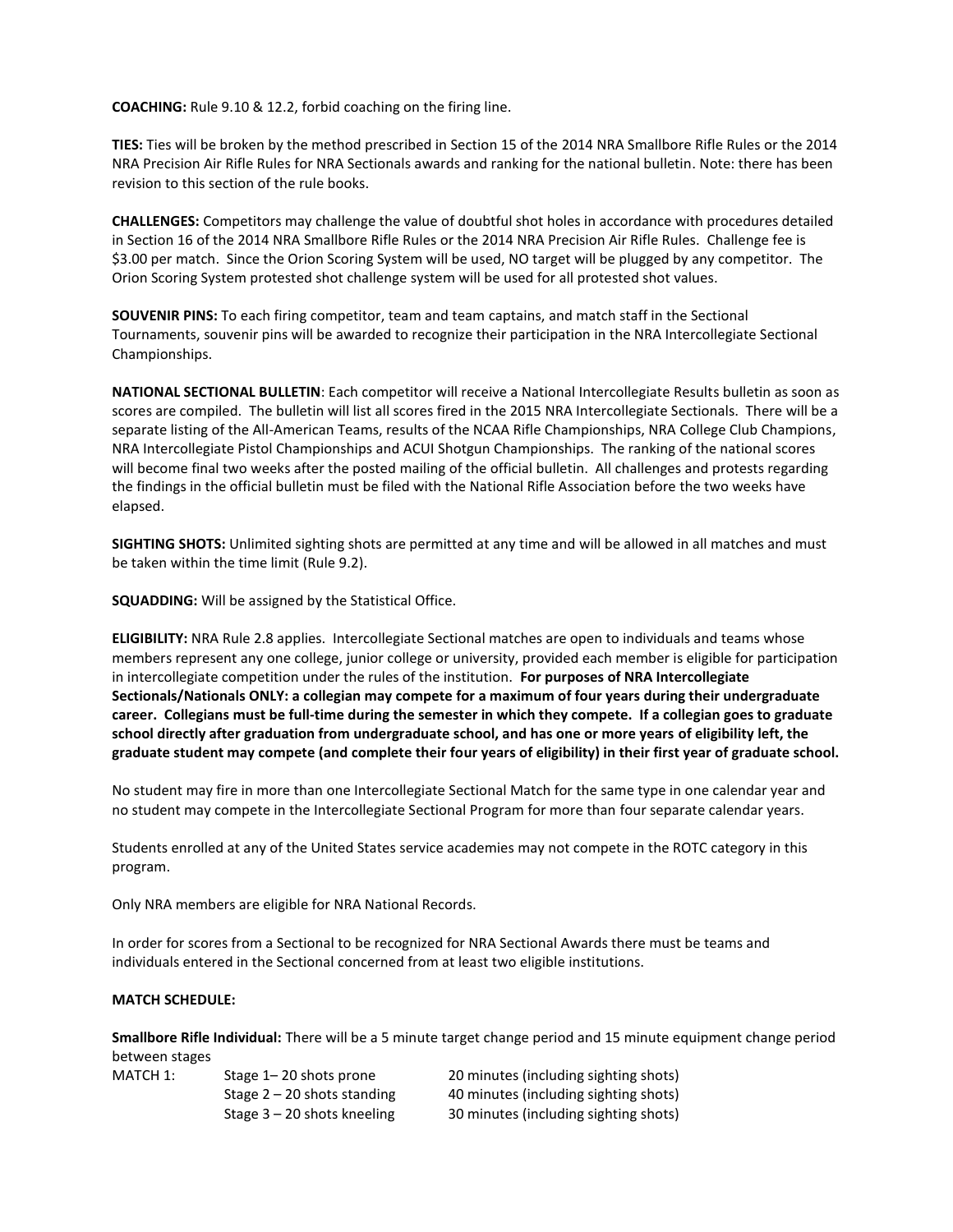**COACHING:** Rule 9.10 & 12.2, forbid coaching on the firing line.

**TIES:** Ties will be broken by the method prescribed in Section 15 of the 2014 NRA Smallbore Rifle Rules or the 2014 NRA Precision Air Rifle Rules for NRA Sectionals awards and ranking for the national bulletin. Note: there has been revision to this section of the rule books.

**CHALLENGES:** Competitors may challenge the value of doubtful shot holes in accordance with procedures detailed in Section 16 of the 2014 NRA Smallbore Rifle Rules or the 2014 NRA Precision Air Rifle Rules. Challenge fee is $3.00 per match. Since the Orion Scoring System will be used, NO target will be plugged by any competitor. The Orion Scoring System protested shot challenge system will be used for all protested shot values.

**SOUVENIR PINS:** To each firing competitor, team and team captains, and match staff in the Sectional Tournaments, souvenir pins will be awarded to recognize their participation in the NRA Intercollegiate Sectional Championships.

**NATIONAL SECTIONAL BULLETIN**: Each competitor will receive a National Intercollegiate Results bulletin as soon as scores are compiled. The bulletin will list all scores fired in the 2015 NRA Intercollegiate Sectionals. There will be a separate listing of the All-American Teams, results of the NCAA Rifle Championships, NRA College Club Champions, NRA Intercollegiate Pistol Championships and ACUI Shotgun Championships. The ranking of the national scores will become final two weeks after the posted mailing of the official bulletin. All challenges and protests regarding the findings in the official bulletin must be filed with the National Rifle Association before the two weeks have elapsed.

**SIGHTING SHOTS:** Unlimited sighting shots are permitted at any time and will be allowed in all matches and must be taken within the time limit (Rule 9.2).

**SQUADDING:** Will be assigned by the Statistical Office.

**ELIGIBILITY:** NRA Rule 2.8 applies. Intercollegiate Sectional matches are open to individuals and teams whose members represent any one college, junior college or university, provided each member is eligible for participation in intercollegiate competition under the rules of the institution. **For purposes of NRA Intercollegiate Sectionals/Nationals ONLY: a collegian may compete for a maximum of four years during their undergraduate career. Collegians must be full-time during the semester in which they compete. If a collegian goes to graduate school directly after graduation from undergraduate school, and has one or more years of eligibility left, the graduate student may compete (and complete their four years of eligibility) in their first year of graduate school.**

No student may fire in more than one Intercollegiate Sectional Match for the same type in one calendar year and no student may compete in the Intercollegiate Sectional Program for more than four separate calendar years.

Students enrolled at any of the United States service academies may not compete in the ROTC category in this program.

Only NRA members are eligible for NRA National Records.

In order for scores from a Sectional to be recognized for NRA Sectional Awards there must be teams and individuals entered in the Sectional concerned from at least two eligible institutions.

**MATCH SCHEDULE:**

**Smallbore Rifle Individual:** There will be a 5 minute target change period and 15 minute equipment change period between stages

| | | |
|---|---|---|
| MATCH 1: | Stage 1– 20 shots prone | 20 minutes (including sighting shots) |
| | Stage 2 – 20 shots standing | 40 minutes (including sighting shots) |
| | Stage 3 – 20 shots kneeling | 30 minutes (including sighting shots) |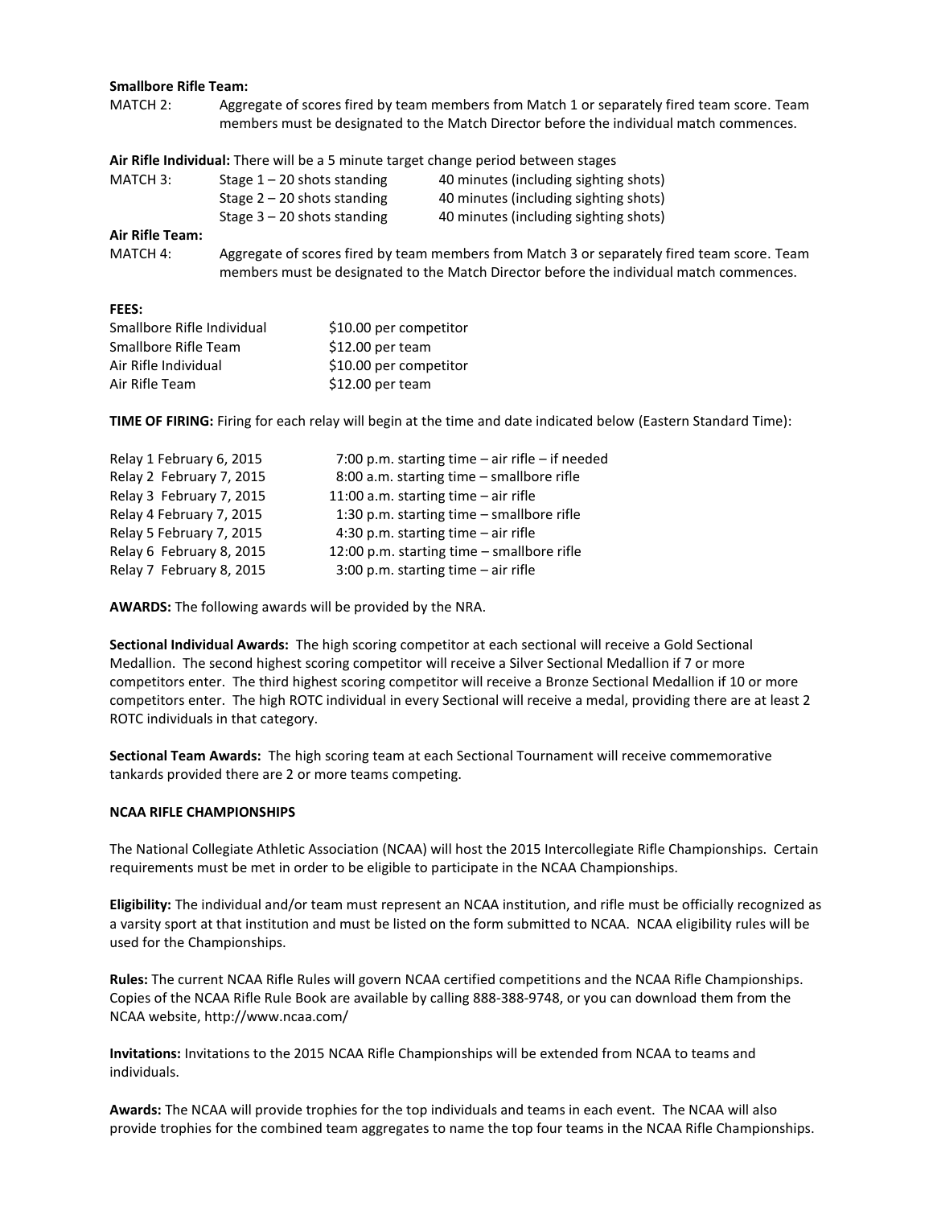**Smallbore Rifle Team:**

MATCH 2: Aggregate of scores fired by team members from Match 1 or separately fired team score. Team members must be designated to the Match Director before the individual match commences.

**Air Rifle Individual:** There will be a 5 minute target change period between stages

| | | |
|---|---|---|
| MATCH 3: | Stage 1 – 20 shots standing | 40 minutes (including sighting shots) |
| | Stage 2 – 20 shots standing | 40 minutes (including sighting shots) |
| | Stage 3 – 20 shots standing | 40 minutes (including sighting shots) |

**Air Rifle Team:**

MATCH 4: Aggregate of scores fired by team members from Match 3 or separately fired team score. Team members must be designated to the Match Director before the individual match commences.

**FEES:**

| | |
|---|---|
| Smallbore Rifle Individual | $10.00 per competitor |
| Smallbore Rifle Team | $12.00 per team |
| Air Rifle Individual | $10.00 per competitor |
| Air Rifle Team | $12.00 per team |

**TIME OF FIRING:** Firing for each relay will begin at the time and date indicated below (Eastern Standard Time):

| | |
|---|---|
| Relay 1 February 6, 2015 | 7:00 p.m. starting time – air rifle – if needed |
| Relay 2 February 7, 2015 | 8:00 a.m. starting time – smallbore rifle |
| Relay 3 February 7, 2015 | 11:00 a.m. starting time – air rifle |
| Relay 4 February 7, 2015 | 1:30 p.m. starting time – smallbore rifle |
| Relay 5 February 7, 2015 | 4:30 p.m. starting time – air rifle |
| Relay 6 February 8, 2015 | 12:00 p.m. starting time – smallbore rifle |
| Relay 7 February 8, 2015 | 3:00 p.m. starting time – air rifle |

**AWARDS:** The following awards will be provided by the NRA.

**Sectional Individual Awards:** The high scoring competitor at each sectional will receive a Gold Sectional Medallion. The second highest scoring competitor will receive a Silver Sectional Medallion if 7 or more competitors enter. The third highest scoring competitor will receive a Bronze Sectional Medallion if 10 or more competitors enter. The high ROTC individual in every Sectional will receive a medal, providing there are at least 2 ROTC individuals in that category.

**Sectional Team Awards:** The high scoring team at each Sectional Tournament will receive commemorative tankards provided there are 2 or more teams competing.

**NCAA RIFLE CHAMPIONSHIPS**

The National Collegiate Athletic Association (NCAA) will host the 2015 Intercollegiate Rifle Championships. Certain requirements must be met in order to be eligible to participate in the NCAA Championships.

**Eligibility:** The individual and/or team must represent an NCAA institution, and rifle must be officially recognized as a varsity sport at that institution and must be listed on the form submitted to NCAA. NCAA eligibility rules will be used for the Championships.

**Rules:** The current NCAA Rifle Rules will govern NCAA certified competitions and the NCAA Rifle Championships. Copies of the NCAA Rifle Rule Book are available by calling 888-388-9748, or you can download them from the NCAA website, http://www.ncaa.com/

**Invitations:** Invitations to the 2015 NCAA Rifle Championships will be extended from NCAA to teams and individuals.

**Awards:** The NCAA will provide trophies for the top individuals and teams in each event. The NCAA will also provide trophies for the combined team aggregates to name the top four teams in the NCAA Rifle Championships.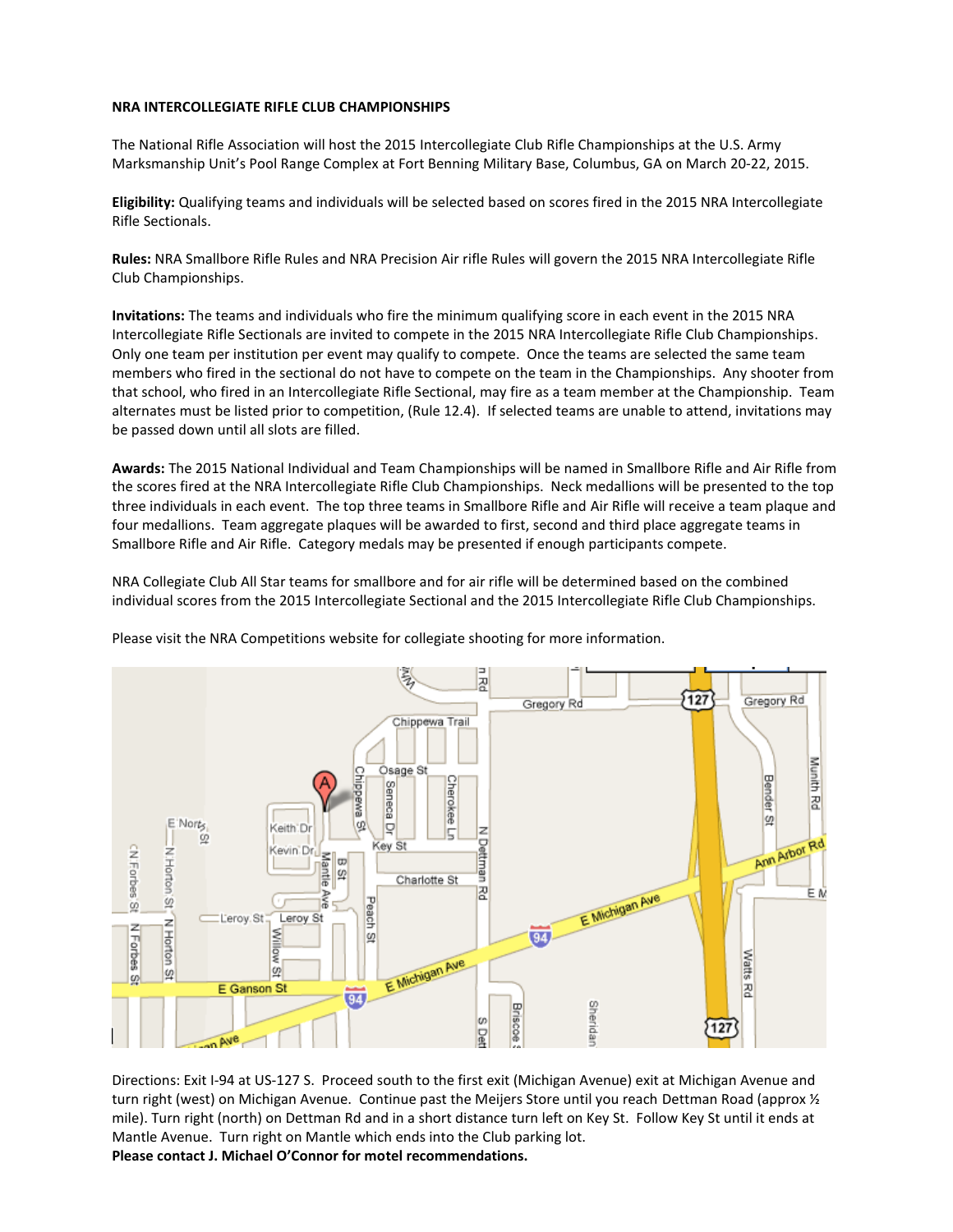**NRA INTERCOLLEGIATE RIFLE CLUB CHAMPIONSHIPS**

The National Rifle Association will host the 2015 Intercollegiate Club Rifle Championships at the U.S. Army Marksmanship Unit's Pool Range Complex at Fort Benning Military Base, Columbus, GA on March 20-22, 2015.

**Eligibility:** Qualifying teams and individuals will be selected based on scores fired in the 2015 NRA Intercollegiate Rifle Sectionals.

**Rules:** NRA Smallbore Rifle Rules and NRA Precision Air rifle Rules will govern the 2015 NRA Intercollegiate Rifle Club Championships.

**Invitations:** The teams and individuals who fire the minimum qualifying score in each event in the 2015 NRA Intercollegiate Rifle Sectionals are invited to compete in the 2015 NRA Intercollegiate Rifle Club Championships. Only one team per institution per event may qualify to compete. Once the teams are selected the same team members who fired in the sectional do not have to compete on the team in the Championships. Any shooter from that school, who fired in an Intercollegiate Rifle Sectional, may fire as a team member at the Championship. Team alternates must be listed prior to competition, (Rule 12.4). If selected teams are unable to attend, invitations may be passed down until all slots are filled.

**Awards:** The 2015 National Individual and Team Championships will be named in Smallbore Rifle and Air Rifle from the scores fired at the NRA Intercollegiate Rifle Club Championships. Neck medallions will be presented to the top three individuals in each event. The top three teams in Smallbore Rifle and Air Rifle will receive a team plaque and four medallions. Team aggregate plaques will be awarded to first, second and third place aggregate teams in Smallbore Rifle and Air Rifle. Category medals may be presented if enough participants compete.

NRA Collegiate Club All Star teams for smallbore and for air rifle will be determined based on the combined individual scores from the 2015 Intercollegiate Sectional and the 2015 Intercollegiate Rifle Club Championships.

Please visit the NRA Competitions website for collegiate shooting for more information.

Directions: Exit I-94 at US-127 S. Proceed south to the first exit (Michigan Avenue) exit at Michigan Avenue and turn right (west) on Michigan Avenue. Continue past the Meijers Store until you reach Dettman Road (approx ½ mile). Turn right (north) on Dettman Rd and in a short distance turn left on Key St. Follow Key St until it ends at Mantle Avenue. Turn right on Mantle which ends into the Club parking lot.

**Please contact J. Michael O'Connor for motel recommendations.**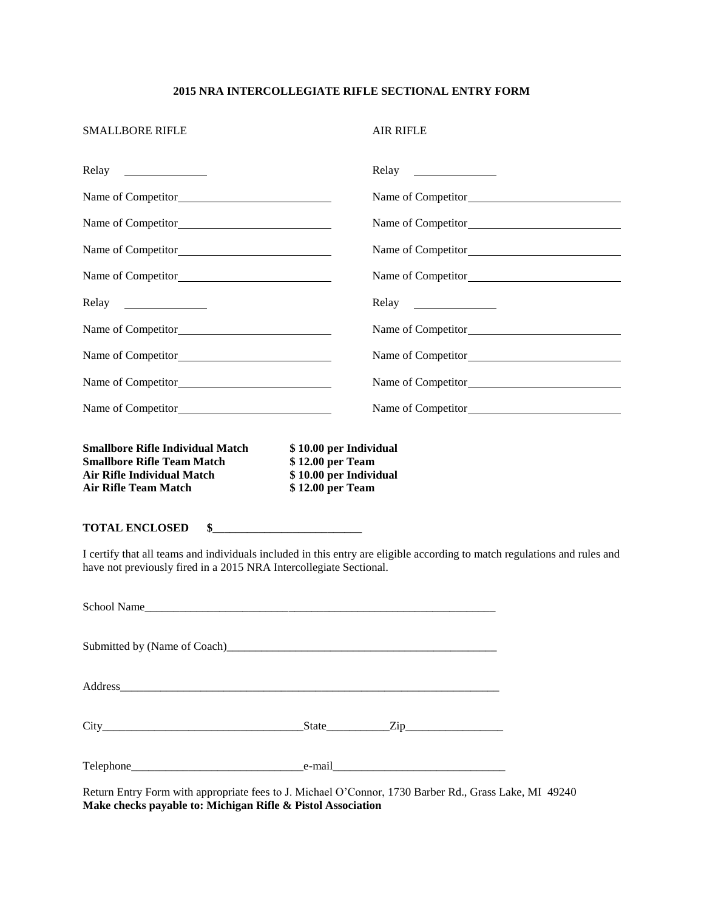## 2015 NRA INTERCOLLEGIATE RIFLE SECTIONAL ENTRY FORM

| SMALLBORE RIFLE | AIR RIFLE |
|---|---|
| Relay ______________ | Relay ______________ |
| Name of Competitor__________________________ | Name of Competitor__________________________ |
| Name of Competitor__________________________ | Name of Competitor__________________________ |
| Name of Competitor__________________________ | Name of Competitor__________________________ |
| Name of Competitor__________________________ | Name of Competitor__________________________ |
| Relay ______________ | Relay ______________ |
| Name of Competitor__________________________ | Name of Competitor__________________________ |
| Name of Competitor__________________________ | Name of Competitor__________________________ |
| Name of Competitor__________________________ | Name of Competitor__________________________ |
| Name of Competitor__________________________ | Name of Competitor__________________________ |

| | |
|---|---|
| **Smallbore Rifle Individual Match** | **$ 10.00 per Individual** |
| **Smallbore Rifle Team Match** | **$ 12.00 per Team** |
| **Air Rifle Individual Match** | **$ 10.00 per Individual** |
| **Air Rifle Team Match** | **$ 12.00 per Team** |

**TOTAL ENCLOSED $__________________________**

I certify that all teams and individuals included in this entry are eligible according to match regulations and rules and have not previously fired in a 2015 NRA Intercollegiate Sectional.

School Name_________________________________________________________________

Submitted by (Name of Coach)_________________________________________________

Address______________________________________________________________________

City___________________________________State___________Zip_________________

Telephone______________________________e-mail______________________________

Return Entry Form with appropriate fees to J. Michael O'Connor, 1730 Barber Rd., Grass Lake, MI 49240
**Make checks payable to: Michigan Rifle & Pistol Association**